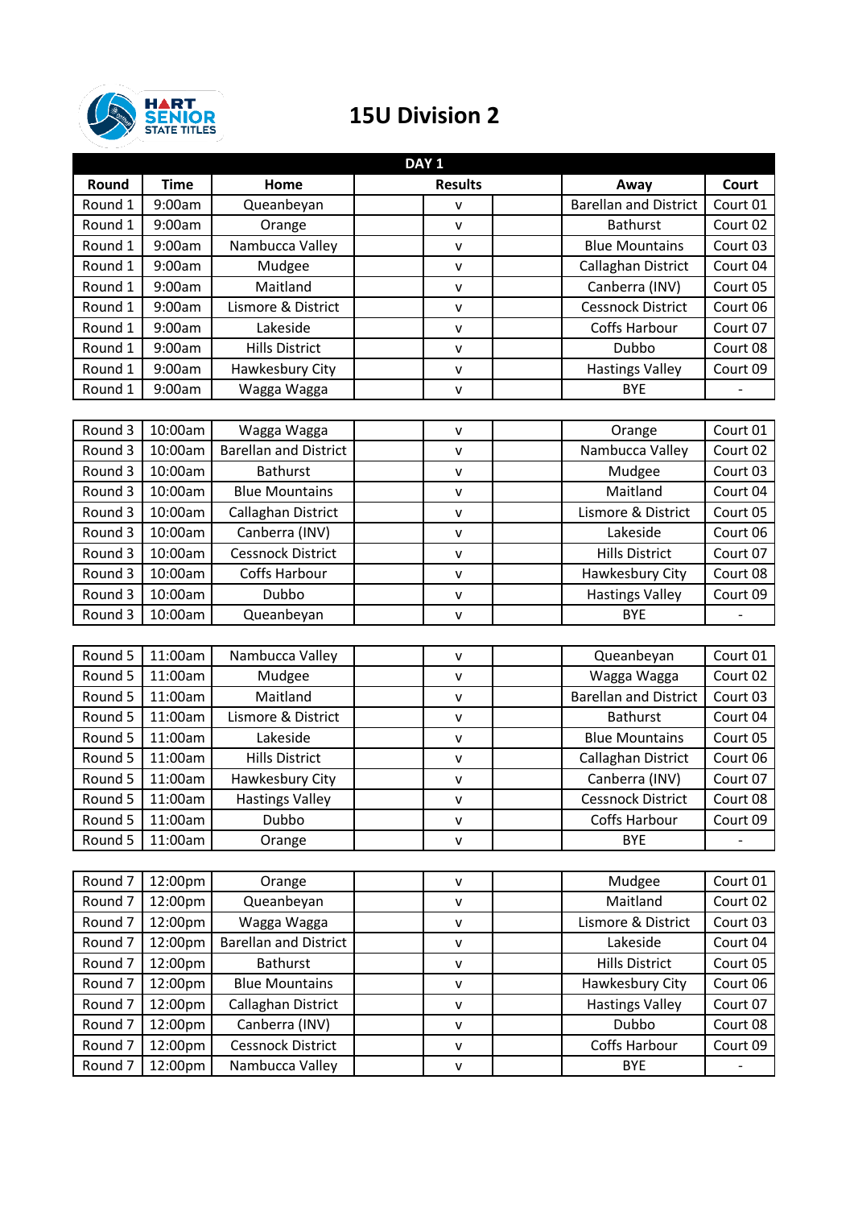# 15U Division 2

HART SENIOR STATE TITLES

| DAY 1 | | | | | | | |
|---|---|---|---|---|---|---|---|
| **Round** | **Time** | **Home** | **Results** | | | **Away** | **Court** |
| Round 1 | 9:00am | Queanbeyan | | v | | Barellan and District | Court 01 |
| Round 1 | 9:00am | Orange | | v | | Bathurst | Court 02 |
| Round 1 | 9:00am | Nambucca Valley | | v | | Blue Mountains | Court 03 |
| Round 1 | 9:00am | Mudgee | | v | | Callaghan District | Court 04 |
| Round 1 | 9:00am | Maitland | | v | | Canberra (INV) | Court 05 |
| Round 1 | 9:00am | Lismore & District | | v | | Cessnock District | Court 06 |
| Round 1 | 9:00am | Lakeside | | v | | Coffs Harbour | Court 07 |
| Round 1 | 9:00am | Hills District | | v | | Dubbo | Court 08 |
| Round 1 | 9:00am | Hawkesbury City | | v | | Hastings Valley | Court 09 |
| Round 1 | 9:00am | Wagga Wagga | | v | | BYE | - |
| | | | | | | | |
| Round 3 | 10:00am | Wagga Wagga | | v | | Orange | Court 01 |
| Round 3 | 10:00am | Barellan and District | | v | | Nambucca Valley | Court 02 |
| Round 3 | 10:00am | Bathurst | | v | | Mudgee | Court 03 |
| Round 3 | 10:00am | Blue Mountains | | v | | Maitland | Court 04 |
| Round 3 | 10:00am | Callaghan District | | v | | Lismore & District | Court 05 |
| Round 3 | 10:00am | Canberra (INV) | | v | | Lakeside | Court 06 |
| Round 3 | 10:00am | Cessnock District | | v | | Hills District | Court 07 |
| Round 3 | 10:00am | Coffs Harbour | | v | | Hawkesbury City | Court 08 |
| Round 3 | 10:00am | Dubbo | | v | | Hastings Valley | Court 09 |
| Round 3 | 10:00am | Queanbeyan | | v | | BYE | - |
| | | | | | | | |
| Round 5 | 11:00am | Nambucca Valley | | v | | Queanbeyan | Court 01 |
| Round 5 | 11:00am | Mudgee | | v | | Wagga Wagga | Court 02 |
| Round 5 | 11:00am | Maitland | | v | | Barellan and District | Court 03 |
| Round 5 | 11:00am | Lismore & District | | v | | Bathurst | Court 04 |
| Round 5 | 11:00am | Lakeside | | v | | Blue Mountains | Court 05 |
| Round 5 | 11:00am | Hills District | | v | | Callaghan District | Court 06 |
| Round 5 | 11:00am | Hawkesbury City | | v | | Canberra (INV) | Court 07 |
| Round 5 | 11:00am | Hastings Valley | | v | | Cessnock District | Court 08 |
| Round 5 | 11:00am | Dubbo | | v | | Coffs Harbour | Court 09 |
| Round 5 | 11:00am | Orange | | v | | BYE | - |
| | | | | | | | |
| Round 7 | 12:00pm | Orange | | v | | Mudgee | Court 01 |
| Round 7 | 12:00pm | Queanbeyan | | v | | Maitland | Court 02 |
| Round 7 | 12:00pm | Wagga Wagga | | v | | Lismore & District | Court 03 |
| Round 7 | 12:00pm | Barellan and District | | v | | Lakeside | Court 04 |
| Round 7 | 12:00pm | Bathurst | | v | | Hills District | Court 05 |
| Round 7 | 12:00pm | Blue Mountains | | v | | Hawkesbury City | Court 06 |
| Round 7 | 12:00pm | Callaghan District | | v | | Hastings Valley | Court 07 |
| Round 7 | 12:00pm | Canberra (INV) | | v | | Dubbo | Court 08 |
| Round 7 | 12:00pm | Cessnock District | | v | | Coffs Harbour | Court 09 |
| Round 7 | 12:00pm | Nambucca Valley | | v | | BYE | - |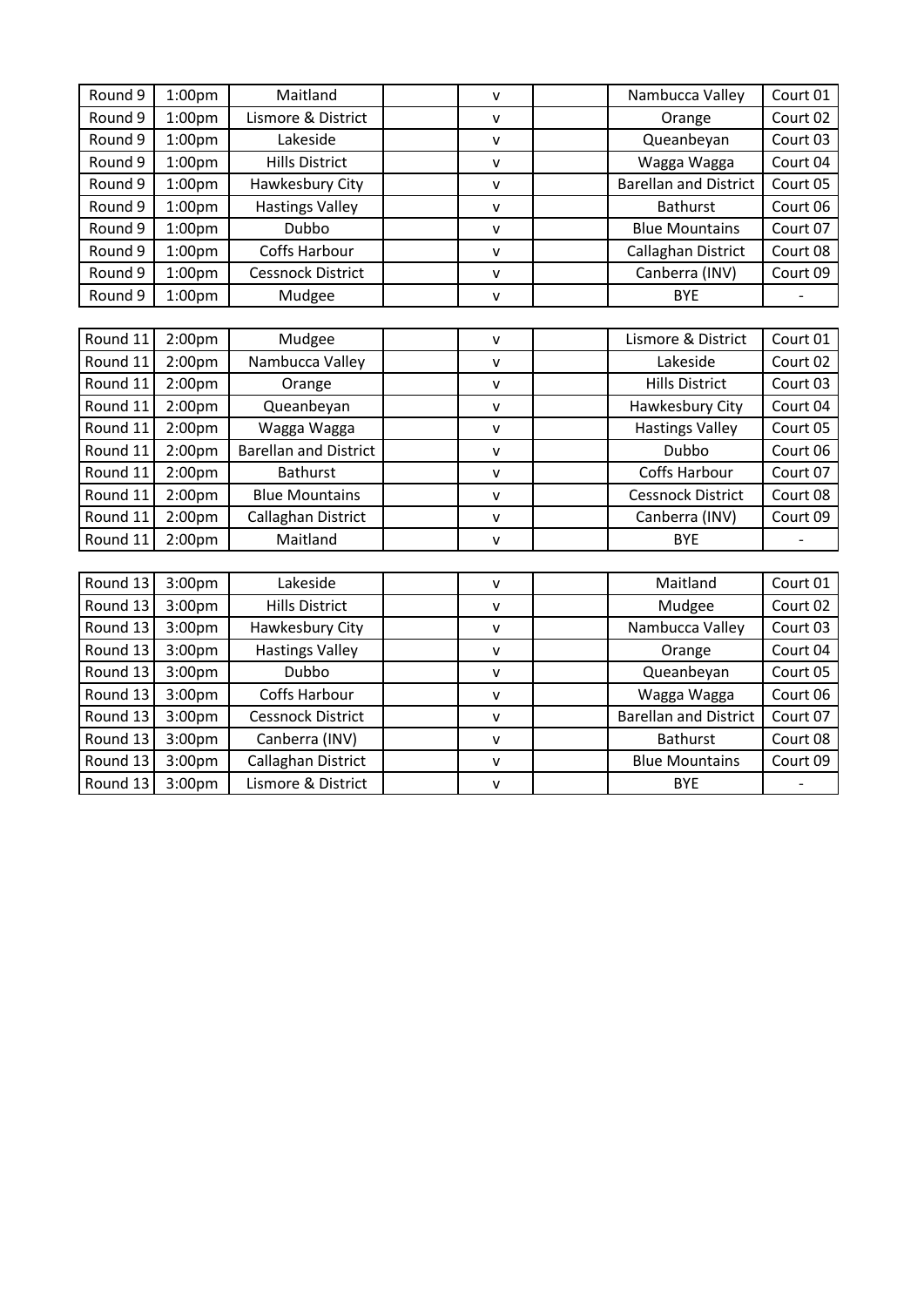| | | | | | | | |
|---|---|---|---|---|---|---|---|
| Round 9 | 1:00pm | Maitland | | v | | Nambucca Valley | Court 01 |
| Round 9 | 1:00pm | Lismore & District | | v | | Orange | Court 02 |
| Round 9 | 1:00pm | Lakeside | | v | | Queanbeyan | Court 03 |
| Round 9 | 1:00pm | Hills District | | v | | Wagga Wagga | Court 04 |
| Round 9 | 1:00pm | Hawkesbury City | | v | | Barellan and District | Court 05 |
| Round 9 | 1:00pm | Hastings Valley | | v | | Bathurst | Court 06 |
| Round 9 | 1:00pm | Dubbo | | v | | Blue Mountains | Court 07 |
| Round 9 | 1:00pm | Coffs Harbour | | v | | Callaghan District | Court 08 |
| Round 9 | 1:00pm | Cessnock District | | v | | Canberra (INV) | Court 09 |
| Round 9 | 1:00pm | Mudgee | | v | | BYE | - |

| | | | | | | | |
|---|---|---|---|---|---|---|---|
| Round 11 | 2:00pm | Mudgee | | v | | Lismore & District | Court 01 |
| Round 11 | 2:00pm | Nambucca Valley | | v | | Lakeside | Court 02 |
| Round 11 | 2:00pm | Orange | | v | | Hills District | Court 03 |
| Round 11 | 2:00pm | Queanbeyan | | v | | Hawkesbury City | Court 04 |
| Round 11 | 2:00pm | Wagga Wagga | | v | | Hastings Valley | Court 05 |
| Round 11 | 2:00pm | Barellan and District | | v | | Dubbo | Court 06 |
| Round 11 | 2:00pm | Bathurst | | v | | Coffs Harbour | Court 07 |
| Round 11 | 2:00pm | Blue Mountains | | v | | Cessnock District | Court 08 |
| Round 11 | 2:00pm | Callaghan District | | v | | Canberra (INV) | Court 09 |
| Round 11 | 2:00pm | Maitland | | v | | BYE | - |

| | | | | | | | |
|---|---|---|---|---|---|---|---|
| Round 13 | 3:00pm | Lakeside | | v | | Maitland | Court 01 |
| Round 13 | 3:00pm | Hills District | | v | | Mudgee | Court 02 |
| Round 13 | 3:00pm | Hawkesbury City | | v | | Nambucca Valley | Court 03 |
| Round 13 | 3:00pm | Hastings Valley | | v | | Orange | Court 04 |
| Round 13 | 3:00pm | Dubbo | | v | | Queanbeyan | Court 05 |
| Round 13 | 3:00pm | Coffs Harbour | | v | | Wagga Wagga | Court 06 |
| Round 13 | 3:00pm | Cessnock District | | v | | Barellan and District | Court 07 |
| Round 13 | 3:00pm | Canberra (INV) | | v | | Bathurst | Court 08 |
| Round 13 | 3:00pm | Callaghan District | | v | | Blue Mountains | Court 09 |
| Round 13 | 3:00pm | Lismore & District | | v | | BYE | - |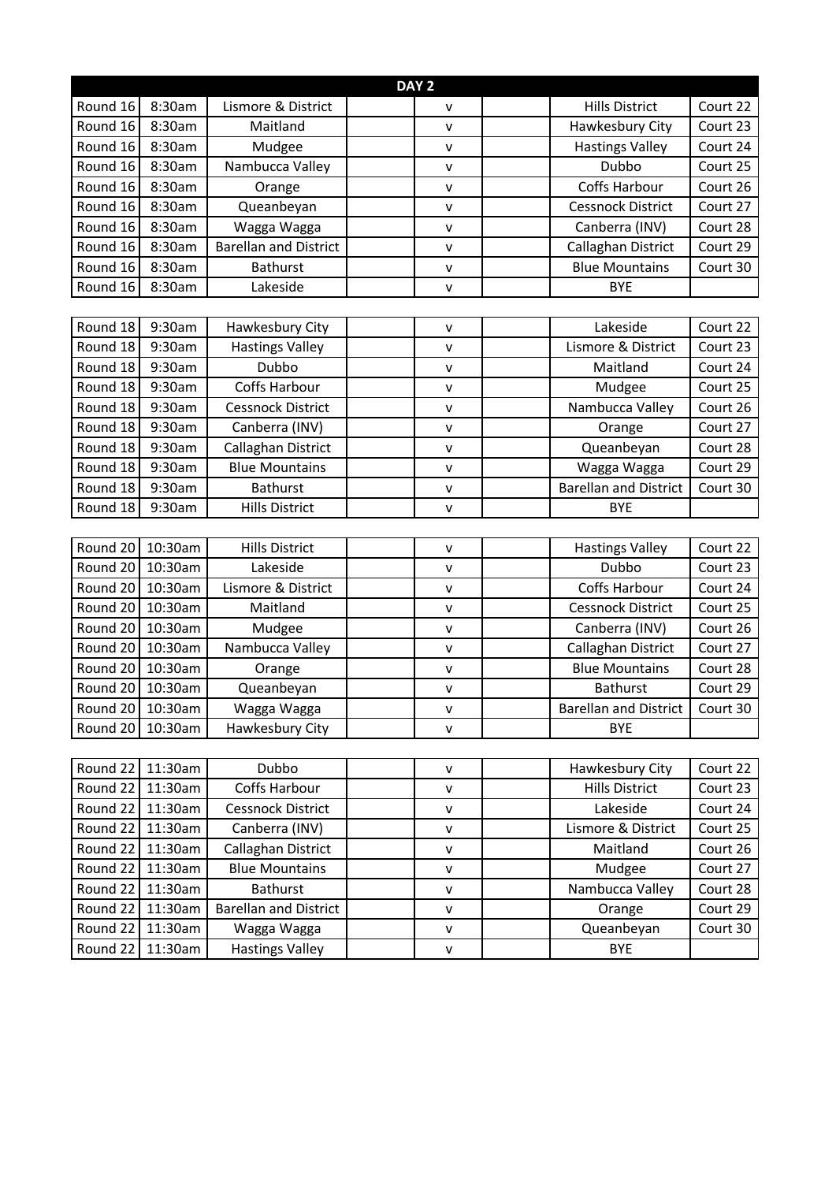| DAY 2 | | | | | | | |
|---|---|---|---|---|---|---|---|
| Round 16 | 8:30am | Lismore & District | | v | | Hills District | Court 22 |
| Round 16 | 8:30am | Maitland | | v | | Hawkesbury City | Court 23 |
| Round 16 | 8:30am | Mudgee | | v | | Hastings Valley | Court 24 |
| Round 16 | 8:30am | Nambucca Valley | | v | | Dubbo | Court 25 |
| Round 16 | 8:30am | Orange | | v | | Coffs Harbour | Court 26 |
| Round 16 | 8:30am | Queanbeyan | | v | | Cessnock District | Court 27 |
| Round 16 | 8:30am | Wagga Wagga | | v | | Canberra (INV) | Court 28 |
| Round 16 | 8:30am | Barellan and District | | v | | Callaghan District | Court 29 |
| Round 16 | 8:30am | Bathurst | | v | | Blue Mountains | Court 30 |
| Round 16 | 8:30am | Lakeside | | v | | BYE | |
| | | | | | | | |
| Round 18 | 9:30am | Hawkesbury City | | v | | Lakeside | Court 22 |
| Round 18 | 9:30am | Hastings Valley | | v | | Lismore & District | Court 23 |
| Round 18 | 9:30am | Dubbo | | v | | Maitland | Court 24 |
| Round 18 | 9:30am | Coffs Harbour | | v | | Mudgee | Court 25 |
| Round 18 | 9:30am | Cessnock District | | v | | Nambucca Valley | Court 26 |
| Round 18 | 9:30am | Canberra (INV) | | v | | Orange | Court 27 |
| Round 18 | 9:30am | Callaghan District | | v | | Queanbeyan | Court 28 |
| Round 18 | 9:30am | Blue Mountains | | v | | Wagga Wagga | Court 29 |
| Round 18 | 9:30am | Bathurst | | v | | Barellan and District | Court 30 |
| Round 18 | 9:30am | Hills District | | v | | BYE | |
| | | | | | | | |
| Round 20 | 10:30am | Hills District | | v | | Hastings Valley | Court 22 |
| Round 20 | 10:30am | Lakeside | | v | | Dubbo | Court 23 |
| Round 20 | 10:30am | Lismore & District | | v | | Coffs Harbour | Court 24 |
| Round 20 | 10:30am | Maitland | | v | | Cessnock District | Court 25 |
| Round 20 | 10:30am | Mudgee | | v | | Canberra (INV) | Court 26 |
| Round 20 | 10:30am | Nambucca Valley | | v | | Callaghan District | Court 27 |
| Round 20 | 10:30am | Orange | | v | | Blue Mountains | Court 28 |
| Round 20 | 10:30am | Queanbeyan | | v | | Bathurst | Court 29 |
| Round 20 | 10:30am | Wagga Wagga | | v | | Barellan and District | Court 30 |
| Round 20 | 10:30am | Hawkesbury City | | v | | BYE | |
| | | | | | | | |
| Round 22 | 11:30am | Dubbo | | v | | Hawkesbury City | Court 22 |
| Round 22 | 11:30am | Coffs Harbour | | v | | Hills District | Court 23 |
| Round 22 | 11:30am | Cessnock District | | v | | Lakeside | Court 24 |
| Round 22 | 11:30am | Canberra (INV) | | v | | Lismore & District | Court 25 |
| Round 22 | 11:30am | Callaghan District | | v | | Maitland | Court 26 |
| Round 22 | 11:30am | Blue Mountains | | v | | Mudgee | Court 27 |
| Round 22 | 11:30am | Bathurst | | v | | Nambucca Valley | Court 28 |
| Round 22 | 11:30am | Barellan and District | | v | | Orange | Court 29 |
| Round 22 | 11:30am | Wagga Wagga | | v | | Queanbeyan | Court 30 |
| Round 22 | 11:30am | Hastings Valley | | v | | BYE | |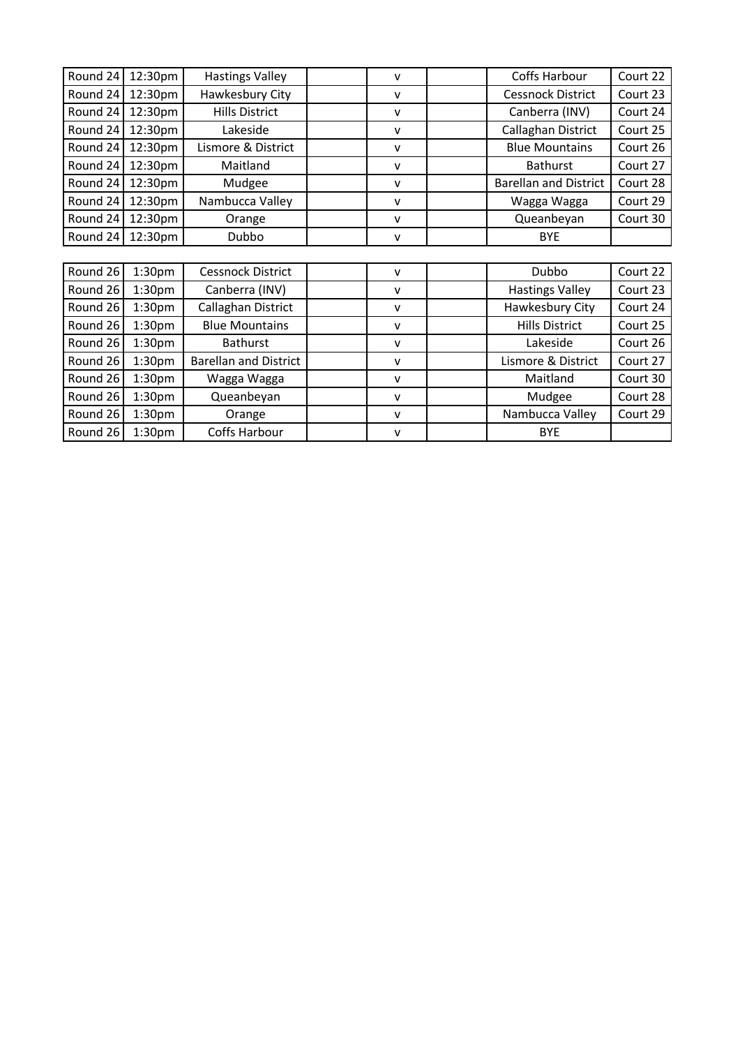| | | | | | | | |
|---|---|---|---|---|---|---|---|
| Round 24 | 12:30pm | Hastings Valley | | v | | Coffs Harbour | Court 22 |
| Round 24 | 12:30pm | Hawkesbury City | | v | | Cessnock District | Court 23 |
| Round 24 | 12:30pm | Hills District | | v | | Canberra (INV) | Court 24 |
| Round 24 | 12:30pm | Lakeside | | v | | Callaghan District | Court 25 |
| Round 24 | 12:30pm | Lismore & District | | v | | Blue Mountains | Court 26 |
| Round 24 | 12:30pm | Maitland | | v | | Bathurst | Court 27 |
| Round 24 | 12:30pm | Mudgee | | v | | Barellan and District | Court 28 |
| Round 24 | 12:30pm | Nambucca Valley | | v | | Wagga Wagga | Court 29 |
| Round 24 | 12:30pm | Orange | | v | | Queanbeyan | Court 30 |
| Round 24 | 12:30pm | Dubbo | | v | | BYE | |

| | | | | | | | |
|---|---|---|---|---|---|---|---|
| Round 26 | 1:30pm | Cessnock District | | v | | Dubbo | Court 22 |
| Round 26 | 1:30pm | Canberra (INV) | | v | | Hastings Valley | Court 23 |
| Round 26 | 1:30pm | Callaghan District | | v | | Hawkesbury City | Court 24 |
| Round 26 | 1:30pm | Blue Mountains | | v | | Hills District | Court 25 |
| Round 26 | 1:30pm | Bathurst | | v | | Lakeside | Court 26 |
| Round 26 | 1:30pm | Barellan and District | | v | | Lismore & District | Court 27 |
| Round 26 | 1:30pm | Wagga Wagga | | v | | Maitland | Court 30 |
| Round 26 | 1:30pm | Queanbeyan | | v | | Mudgee | Court 28 |
| Round 26 | 1:30pm | Orange | | v | | Nambucca Valley | Court 29 |
| Round 26 | 1:30pm | Coffs Harbour | | v | | BYE | |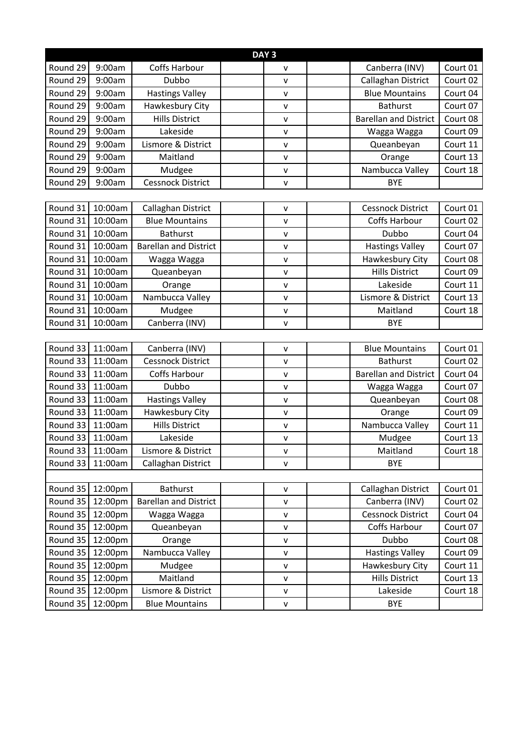| DAY 3 | | | | | | | |
|---|---|---|---|---|---|---|---|
| Round 29 | 9:00am | Coffs Harbour | | v | | Canberra (INV) | Court 01 |
| Round 29 | 9:00am | Dubbo | | v | | Callaghan District | Court 02 |
| Round 29 | 9:00am | Hastings Valley | | v | | Blue Mountains | Court 04 |
| Round 29 | 9:00am | Hawkesbury City | | v | | Bathurst | Court 07 |
| Round 29 | 9:00am | Hills District | | v | | Barellan and District | Court 08 |
| Round 29 | 9:00am | Lakeside | | v | | Wagga Wagga | Court 09 |
| Round 29 | 9:00am | Lismore & District | | v | | Queanbeyan | Court 11 |
| Round 29 | 9:00am | Maitland | | v | | Orange | Court 13 |
| Round 29 | 9:00am | Mudgee | | v | | Nambucca Valley | Court 18 |
| Round 29 | 9:00am | Cessnock District | | v | | BYE | |
| | | | | | | | |
| Round 31 | 10:00am | Callaghan District | | v | | Cessnock District | Court 01 |
| Round 31 | 10:00am | Blue Mountains | | v | | Coffs Harbour | Court 02 |
| Round 31 | 10:00am | Bathurst | | v | | Dubbo | Court 04 |
| Round 31 | 10:00am | Barellan and District | | v | | Hastings Valley | Court 07 |
| Round 31 | 10:00am | Wagga Wagga | | v | | Hawkesbury City | Court 08 |
| Round 31 | 10:00am | Queanbeyan | | v | | Hills District | Court 09 |
| Round 31 | 10:00am | Orange | | v | | Lakeside | Court 11 |
| Round 31 | 10:00am | Nambucca Valley | | v | | Lismore & District | Court 13 |
| Round 31 | 10:00am | Mudgee | | v | | Maitland | Court 18 |
| Round 31 | 10:00am | Canberra (INV) | | v | | BYE | |
| | | | | | | | |
| Round 33 | 11:00am | Canberra (INV) | | v | | Blue Mountains | Court 01 |
| Round 33 | 11:00am | Cessnock District | | v | | Bathurst | Court 02 |
| Round 33 | 11:00am | Coffs Harbour | | v | | Barellan and District | Court 04 |
| Round 33 | 11:00am | Dubbo | | v | | Wagga Wagga | Court 07 |
| Round 33 | 11:00am | Hastings Valley | | v | | Queanbeyan | Court 08 |
| Round 33 | 11:00am | Hawkesbury City | | v | | Orange | Court 09 |
| Round 33 | 11:00am | Hills District | | v | | Nambucca Valley | Court 11 |
| Round 33 | 11:00am | Lakeside | | v | | Mudgee | Court 13 |
| Round 33 | 11:00am | Lismore & District | | v | | Maitland | Court 18 |
| Round 33 | 11:00am | Callaghan District | | v | | BYE | |
| | | | | | | | |
| Round 35 | 12:00pm | Bathurst | | v | | Callaghan District | Court 01 |
| Round 35 | 12:00pm | Barellan and District | | v | | Canberra (INV) | Court 02 |
| Round 35 | 12:00pm | Wagga Wagga | | v | | Cessnock District | Court 04 |
| Round 35 | 12:00pm | Queanbeyan | | v | | Coffs Harbour | Court 07 |
| Round 35 | 12:00pm | Orange | | v | | Dubbo | Court 08 |
| Round 35 | 12:00pm | Nambucca Valley | | v | | Hastings Valley | Court 09 |
| Round 35 | 12:00pm | Mudgee | | v | | Hawkesbury City | Court 11 |
| Round 35 | 12:00pm | Maitland | | v | | Hills District | Court 13 |
| Round 35 | 12:00pm | Lismore & District | | v | | Lakeside | Court 18 |
| Round 35 | 12:00pm | Blue Mountains | | v | | BYE | |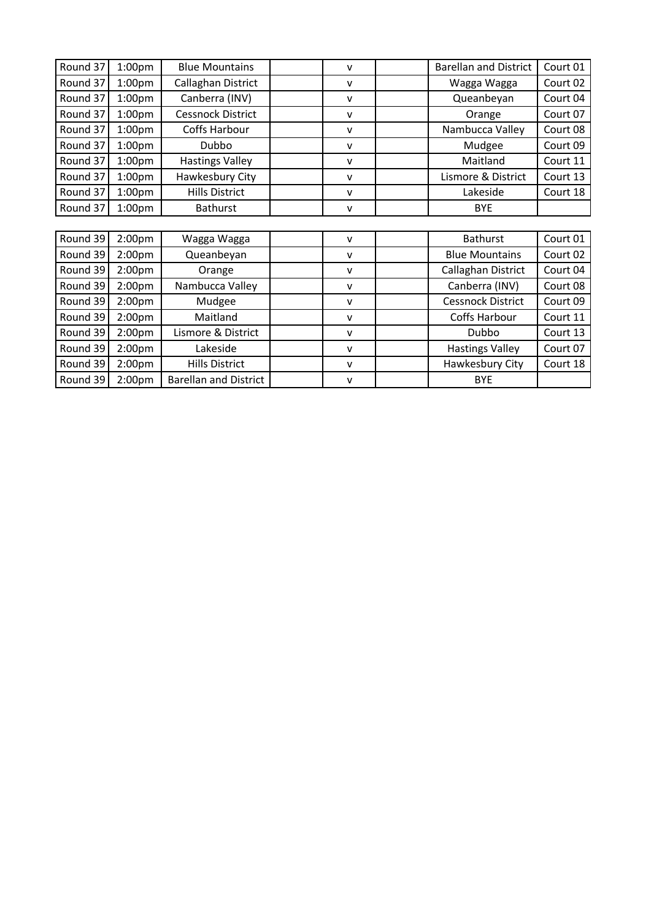| | | | | | | | |
|---|---|---|---|---|---|---|---|
| Round 37 | 1:00pm | Blue Mountains | | v | | Barellan and District | Court 01 |
| Round 37 | 1:00pm | Callaghan District | | v | | Wagga Wagga | Court 02 |
| Round 37 | 1:00pm | Canberra (INV) | | v | | Queanbeyan | Court 04 |
| Round 37 | 1:00pm | Cessnock District | | v | | Orange | Court 07 |
| Round 37 | 1:00pm | Coffs Harbour | | v | | Nambucca Valley | Court 08 |
| Round 37 | 1:00pm | Dubbo | | v | | Mudgee | Court 09 |
| Round 37 | 1:00pm | Hastings Valley | | v | | Maitland | Court 11 |
| Round 37 | 1:00pm | Hawkesbury City | | v | | Lismore & District | Court 13 |
| Round 37 | 1:00pm | Hills District | | v | | Lakeside | Court 18 |
| Round 37 | 1:00pm | Bathurst | | v | | BYE | |

| | | | | | | | |
|---|---|---|---|---|---|---|---|
| Round 39 | 2:00pm | Wagga Wagga | | v | | Bathurst | Court 01 |
| Round 39 | 2:00pm | Queanbeyan | | v | | Blue Mountains | Court 02 |
| Round 39 | 2:00pm | Orange | | v | | Callaghan District | Court 04 |
| Round 39 | 2:00pm | Nambucca Valley | | v | | Canberra (INV) | Court 08 |
| Round 39 | 2:00pm | Mudgee | | v | | Cessnock District | Court 09 |
| Round 39 | 2:00pm | Maitland | | v | | Coffs Harbour | Court 11 |
| Round 39 | 2:00pm | Lismore & District | | v | | Dubbo | Court 13 |
| Round 39 | 2:00pm | Lakeside | | v | | Hastings Valley | Court 07 |
| Round 39 | 2:00pm | Hills District | | v | | Hawkesbury City | Court 18 |
| Round 39 | 2:00pm | Barellan and District | | v | | BYE | |